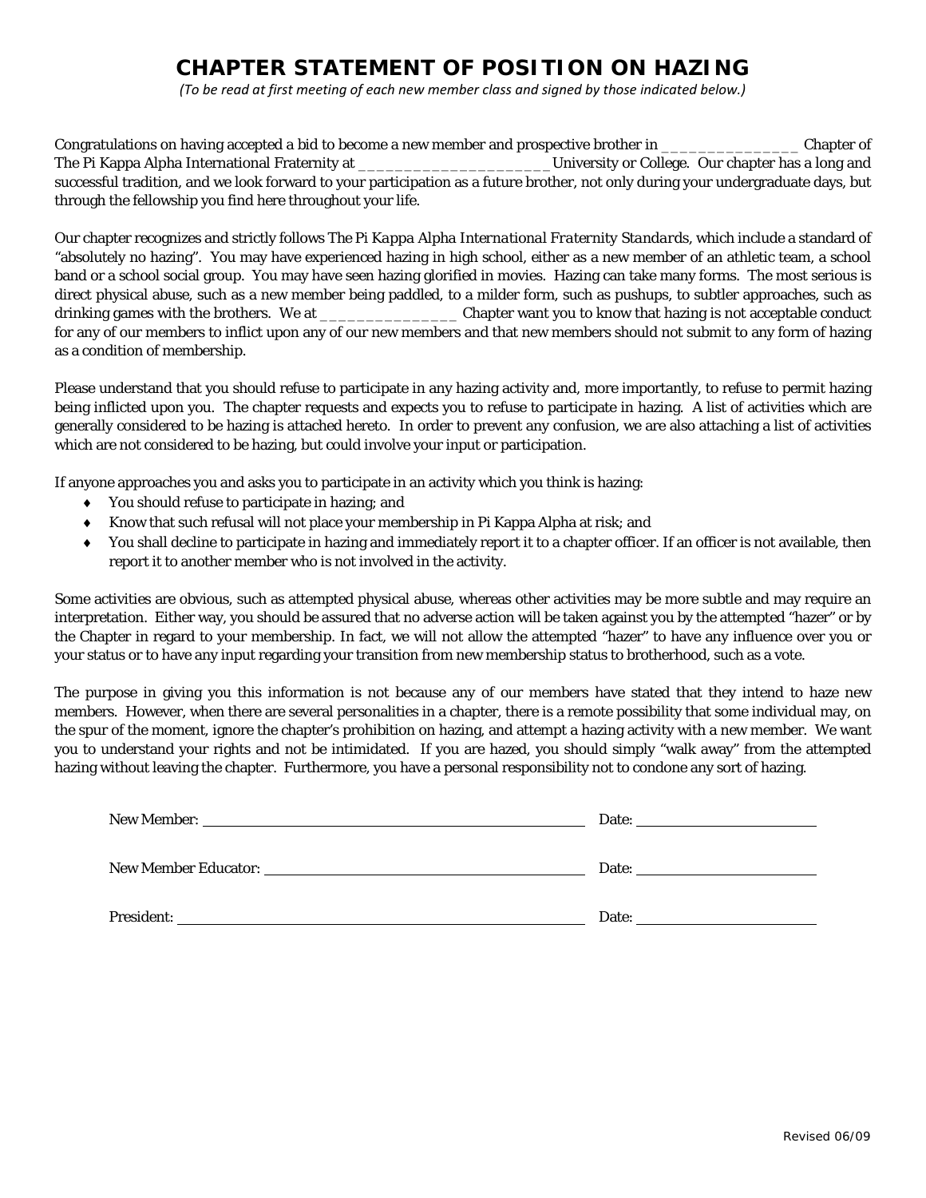# CHAPTER STATEMENT OF POSITION ON HAZING

*(To be read at first meeting of each new member class and signed by those indicated below.)*

Congratulations on having accepted a bid to become a new member and prospective brother in _______________ Chapter of The Pi Kappa Alpha International Fraternity at _____________________ University or College. Our chapter has a long and successful tradition, and we look forward to your participation as a future brother, not only during your undergraduate days, but through the fellowship you find here throughout your life.

Our chapter recognizes and strictly follows *The Pi Kappa Alpha International Fraternity Standards*, which include a standard of "absolutely no hazing". You may have experienced hazing in high school, either as a new member of an athletic team, a school band or a school social group. You may have seen hazing glorified in movies. Hazing can take many forms. The most serious is direct physical abuse, such as a new member being paddled, to a milder form, such as pushups, to subtler approaches, such as drinking games with the brothers. We at _______________ Chapter want you to know that hazing is not acceptable conduct for any of our members to inflict upon any of our new members and that new members should not submit to any form of hazing as a condition of membership.

Please understand that you should refuse to participate in any hazing activity and, more importantly, to refuse to permit hazing being inflicted upon you. The chapter requests and expects you to refuse to participate in hazing. A list of activities which are generally considered to be hazing is attached hereto. In order to prevent any confusion, we are also attaching a list of activities which are not considered to be hazing, but could involve your input or participation.

If anyone approaches you and asks you to participate in an activity which you think is hazing:

- You should refuse to participate in hazing; and
- Know that such refusal will not place your membership in Pi Kappa Alpha at risk; and
- You shall decline to participate in hazing and immediately report it to a chapter officer. If an officer is not available, then report it to another member who is not involved in the activity.

Some activities are obvious, such as attempted physical abuse, whereas other activities may be more subtle and may require an interpretation. Either way, you should be assured that no adverse action will be taken against you by the attempted "hazer" or by the Chapter in regard to your membership. In fact, we will not allow the attempted "hazer" to have any influence over you or your status or to have any input regarding your transition from new membership status to brotherhood, such as a vote.

The purpose in giving you this information is not because any of our members have stated that they intend to haze new members. However, when there are several personalities in a chapter, there is a remote possibility that some individual may, on the spur of the moment, ignore the chapter's prohibition on hazing, and attempt a hazing activity with a new member. We want you to understand your rights and not be intimidated. If you are hazed, you should simply "walk away" from the attempted hazing without leaving the chapter. Furthermore, you have a personal responsibility not to condone any sort of hazing.

New Member: ______________________________ Date: ______________

New Member Educator: ______________________________ Date: ______________

President: ______________________________ Date: ______________

Revised 06/09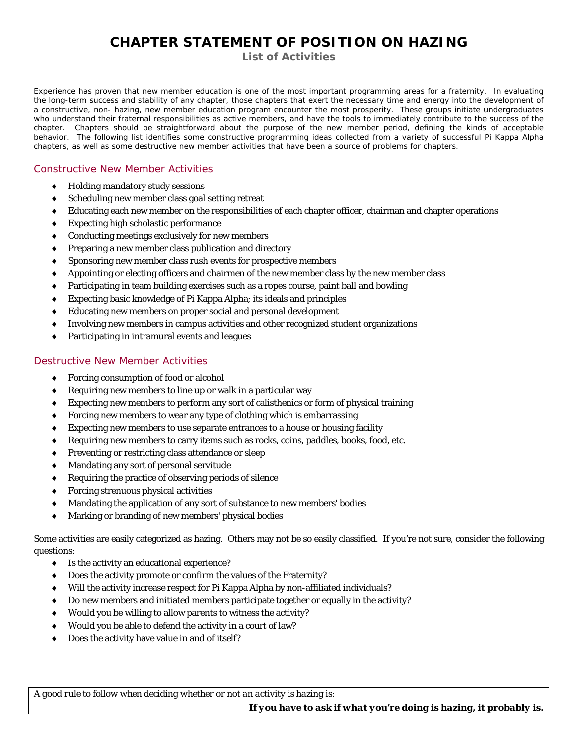# CHAPTER STATEMENT OF POSITION ON HAZING

**List of Activities**

Experience has proven that new member education is one of the most important programming areas for a fraternity. In evaluating the long-term success and stability of any chapter, those chapters that exert the necessary time and energy into the development of a constructive, non- hazing, new member education program encounter the most prosperity. These groups initiate undergraduates who understand their fraternal responsibilities as active members, and have the tools to immediately contribute to the success of the chapter. Chapters should be straightforward about the purpose of the new member period, defining the kinds of acceptable behavior. The following list identifies some constructive programming ideas collected from a variety of successful Pi Kappa Alpha chapters, as well as some destructive new member activities that have been a source of problems for chapters.

## Constructive New Member Activities

- Holding mandatory study sessions
- Scheduling new member class goal setting retreat
- Educating each new member on the responsibilities of each chapter officer, chairman and chapter operations
- Expecting high scholastic performance
- Conducting meetings exclusively for new members
- Preparing a new member class publication and directory
- Sponsoring new member class rush events for prospective members
- Appointing or electing officers and chairmen of the new member class by the new member class
- Participating in team building exercises such as a ropes course, paint ball and bowling
- Expecting basic knowledge of Pi Kappa Alpha; its ideals and principles
- Educating new members on proper social and personal development
- Involving new members in campus activities and other recognized student organizations
- Participating in intramural events and leagues

## Destructive New Member Activities

- Forcing consumption of food or alcohol
- Requiring new members to line up or walk in a particular way
- Expecting new members to perform any sort of calisthenics or form of physical training
- Forcing new members to wear any type of clothing which is embarrassing
- Expecting new members to use separate entrances to a house or housing facility
- Requiring new members to carry items such as rocks, coins, paddles, books, food, etc.
- Preventing or restricting class attendance or sleep
- Mandating any sort of personal servitude
- Requiring the practice of observing periods of silence
- Forcing strenuous physical activities
- Mandating the application of any sort of substance to new members' bodies
- Marking or branding of new members' physical bodies

Some activities are easily categorized as hazing. Others may not be so easily classified. If you're not sure, consider the following questions:

- Is the activity an educational experience?
- Does the activity promote or confirm the values of the Fraternity?
- Will the activity increase respect for Pi Kappa Alpha by non-affiliated individuals?
- Do new members and initiated members participate together or equally in the activity?
- Would you be willing to allow parents to witness the activity?
- Would you be able to defend the activity in a court of law?
- Does the activity have value in and of itself?

*A good rule to follow when deciding whether or not an activity is hazing is:*

***If you have to ask if what you're doing is hazing, it probably is.***